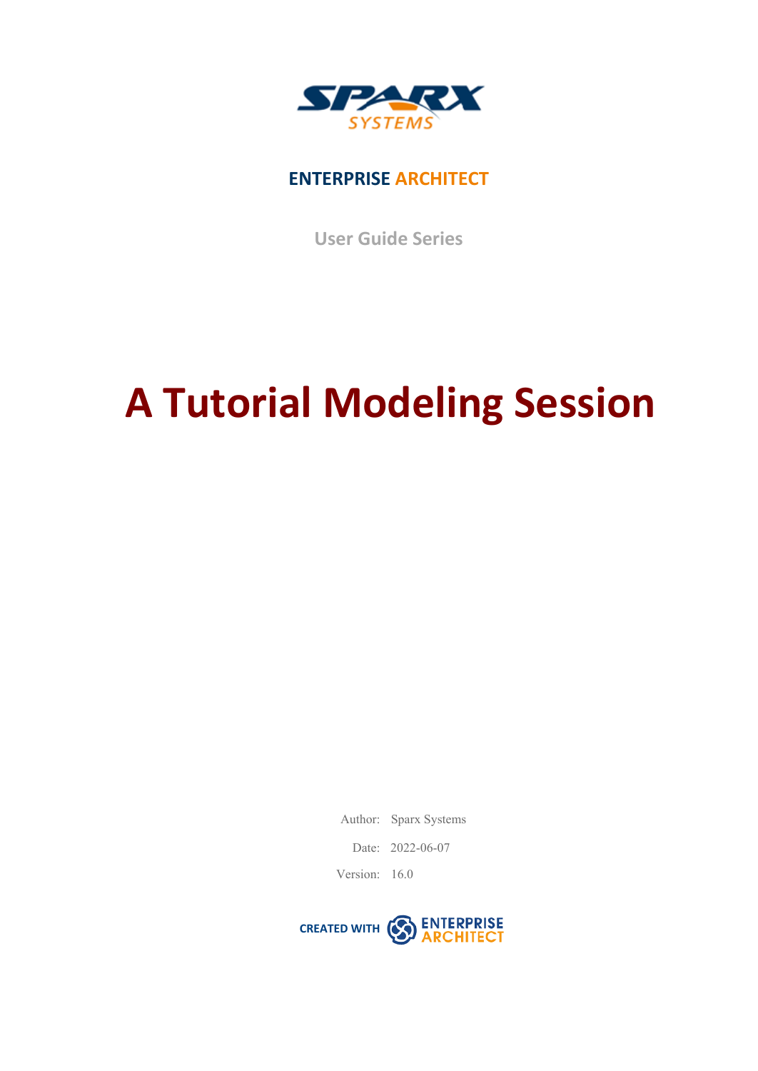SPARX SYSTEMS

ENTERPRISE ARCHITECT

User Guide Series

# A Tutorial Modeling Session

Author: Sparx Systems

Date: 2022-06-07

Version: 16.0

CREATED WITH ENTERPRISE ARCHITECT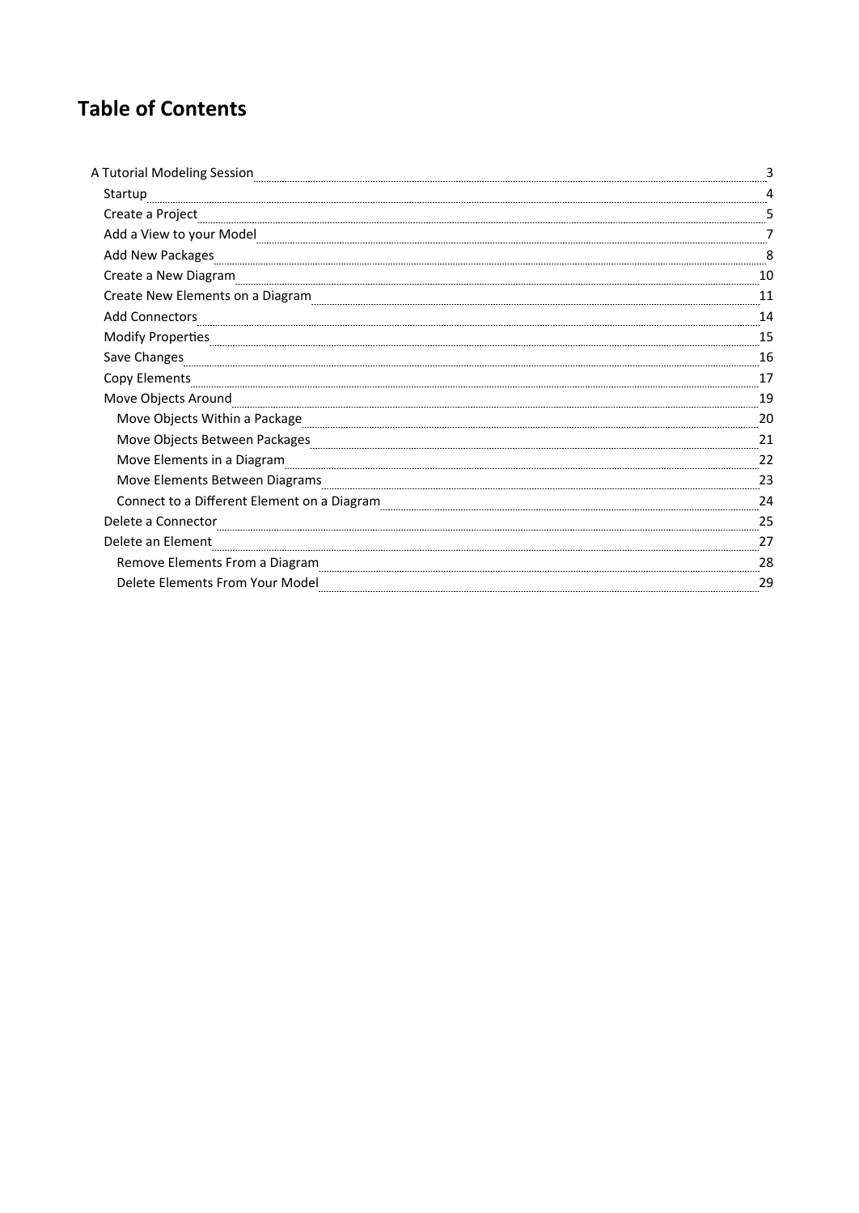# Table of Contents

- A Tutorial Modeling Session ... 3
  - Startup ... 4
  - Create a Project ... 5
  - Add a View to your Model ... 7
  - Add New Packages ... 8
  - Create a New Diagram ... 10
  - Create New Elements on a Diagram ... 11
  - Add Connectors ... 14
  - Modify Properties ... 15
  - Save Changes ... 16
  - Copy Elements ... 17
  - Move Objects Around ... 19
    - Move Objects Within a Package ... 20
    - Move Objects Between Packages ... 21
    - Move Elements in a Diagram ... 22
    - Move Elements Between Diagrams ... 23
    - Connect to a Different Element on a Diagram ... 24
  - Delete a Connector ... 25
  - Delete an Element ... 27
    - Remove Elements From a Diagram ... 28
    - Delete Elements From Your Model ... 29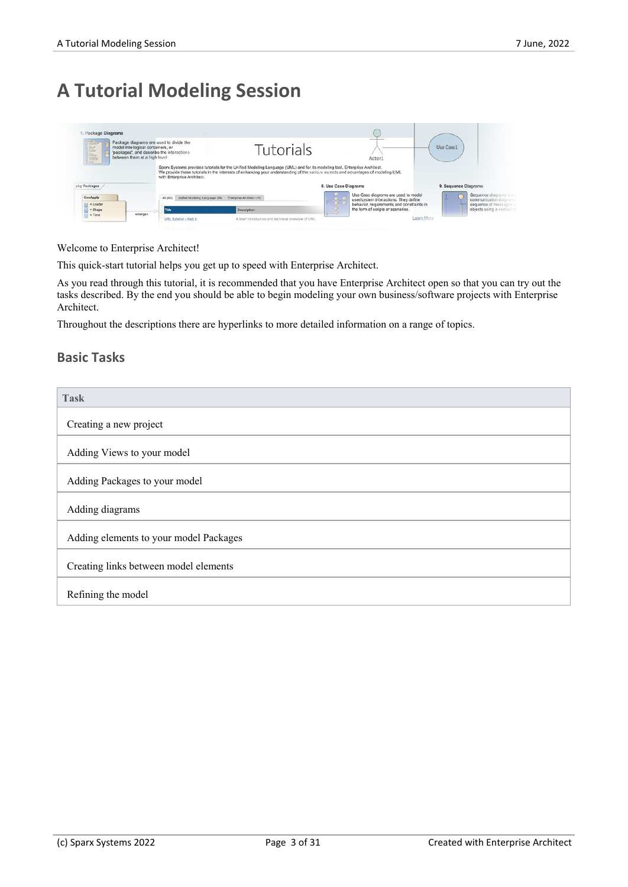# A Tutorial Modeling Session

Welcome to Enterprise Architect!

This quick-start tutorial helps you get up to speed with Enterprise Architect.

As you read through this tutorial, it is recommended that you have Enterprise Architect open so that you can try out the tasks described. By the end you should be able to begin modeling your own business/software projects with Enterprise Architect.

Throughout the descriptions there are hyperlinks to more detailed information on a range of topics.

## Basic Tasks

| Task |
|---|
| Creating a new project |
| Adding Views to your model |
| Adding Packages to your model |
| Adding diagrams |
| Adding elements to your model Packages |
| Creating links between model elements |
| Refining the model |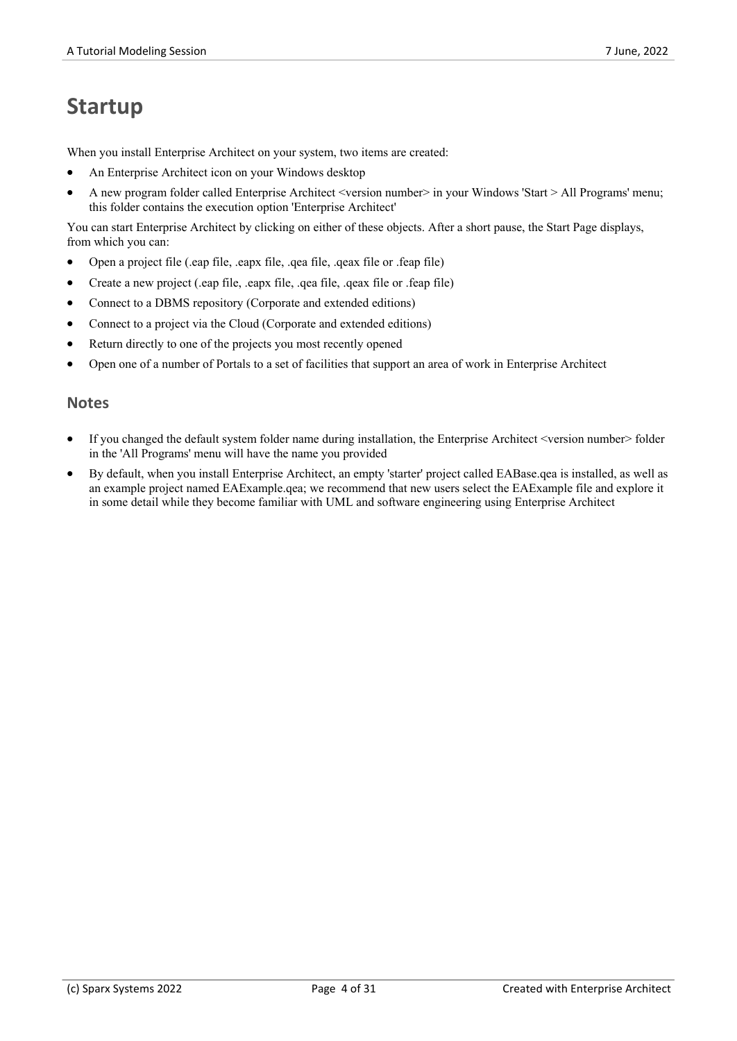# Startup

When you install Enterprise Architect on your system, two items are created:

- An Enterprise Architect icon on your Windows desktop
- A new program folder called Enterprise Architect <version number> in your Windows 'Start > All Programs' menu; this folder contains the execution option 'Enterprise Architect'

You can start Enterprise Architect by clicking on either of these objects. After a short pause, the Start Page displays, from which you can:

- Open a project file (.eap file, .eapx file, .qea file, .qeax file or .feap file)
- Create a new project (.eap file, .eapx file, .qea file, .qeax file or .feap file)
- Connect to a DBMS repository (Corporate and extended editions)
- Connect to a project via the Cloud (Corporate and extended editions)
- Return directly to one of the projects you most recently opened
- Open one of a number of Portals to a set of facilities that support an area of work in Enterprise Architect

## Notes

- If you changed the default system folder name during installation, the Enterprise Architect <version number> folder in the 'All Programs' menu will have the name you provided
- By default, when you install Enterprise Architect, an empty 'starter' project called EABase.qea is installed, as well as an example project named EAExample.qea; we recommend that new users select the EAExample file and explore it in some detail while they become familiar with UML and software engineering using Enterprise Architect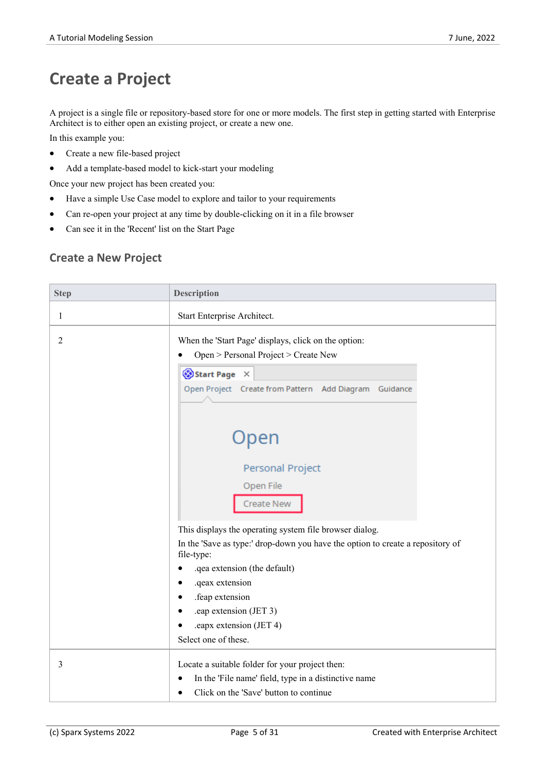# Create a Project

A project is a single file or repository-based store for one or more models. The first step in getting started with Enterprise Architect is to either open an existing project, or create a new one.

In this example you:

- Create a new file-based project
- Add a template-based model to kick-start your modeling

Once your new project has been created you:

- Have a simple Use Case model to explore and tailor to your requirements
- Can re-open your project at any time by double-clicking on it in a file browser
- Can see it in the 'Recent' list on the Start Page

## Create a New Project

| Step | Description |
|---|---|
| 1 | Start Enterprise Architect. |
| 2 | When the 'Start Page' displays, click on the option:<br>• Open > Personal Project > Create New<br>This displays the operating system file browser dialog.<br>In the 'Save as type:' drop-down you have the option to create a repository of file-type:<br>• .qea extension (the default)<br>• .qeax extension<br>• .feap extension<br>• .eap extension (JET 3)<br>• .eapx extension (JET 4)<br>Select one of these. |
| 3 | Locate a suitable folder for your project then:<br>• In the 'File name' field, type in a distinctive name<br>• Click on the 'Save' button to continue |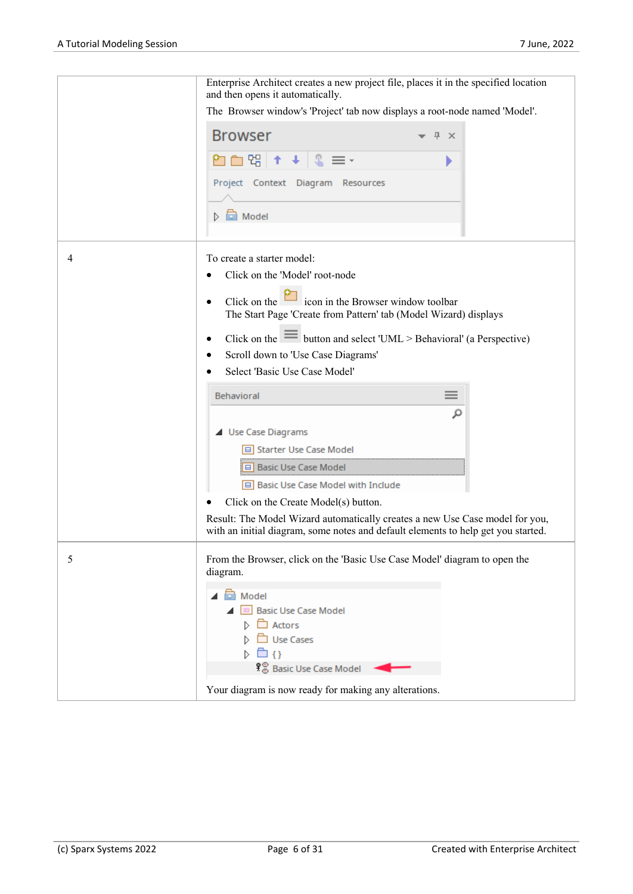| | |
|---|---|
| | Enterprise Architect creates a new project file, places it in the specified location and then opens it automatically.<br>The Browser window's 'Project' tab now displays a root-node named 'Model'. |
| 4 | To create a starter model:<br>• Click on the 'Model' root-node<br>• Click on the icon in the Browser window toolbar<br>The Start Page 'Create from Pattern' tab (Model Wizard) displays<br>• Click on the button and select 'UML > Behavioral' (a Perspective)<br>• Scroll down to 'Use Case Diagrams'<br>• Select 'Basic Use Case Model'<br>• Click on the Create Model(s) button.<br>Result: The Model Wizard automatically creates a new Use Case model for you, with an initial diagram, some notes and default elements to help get you started. |
| 5 | From the Browser, click on the 'Basic Use Case Model' diagram to open the diagram.<br>Your diagram is now ready for making any alterations. |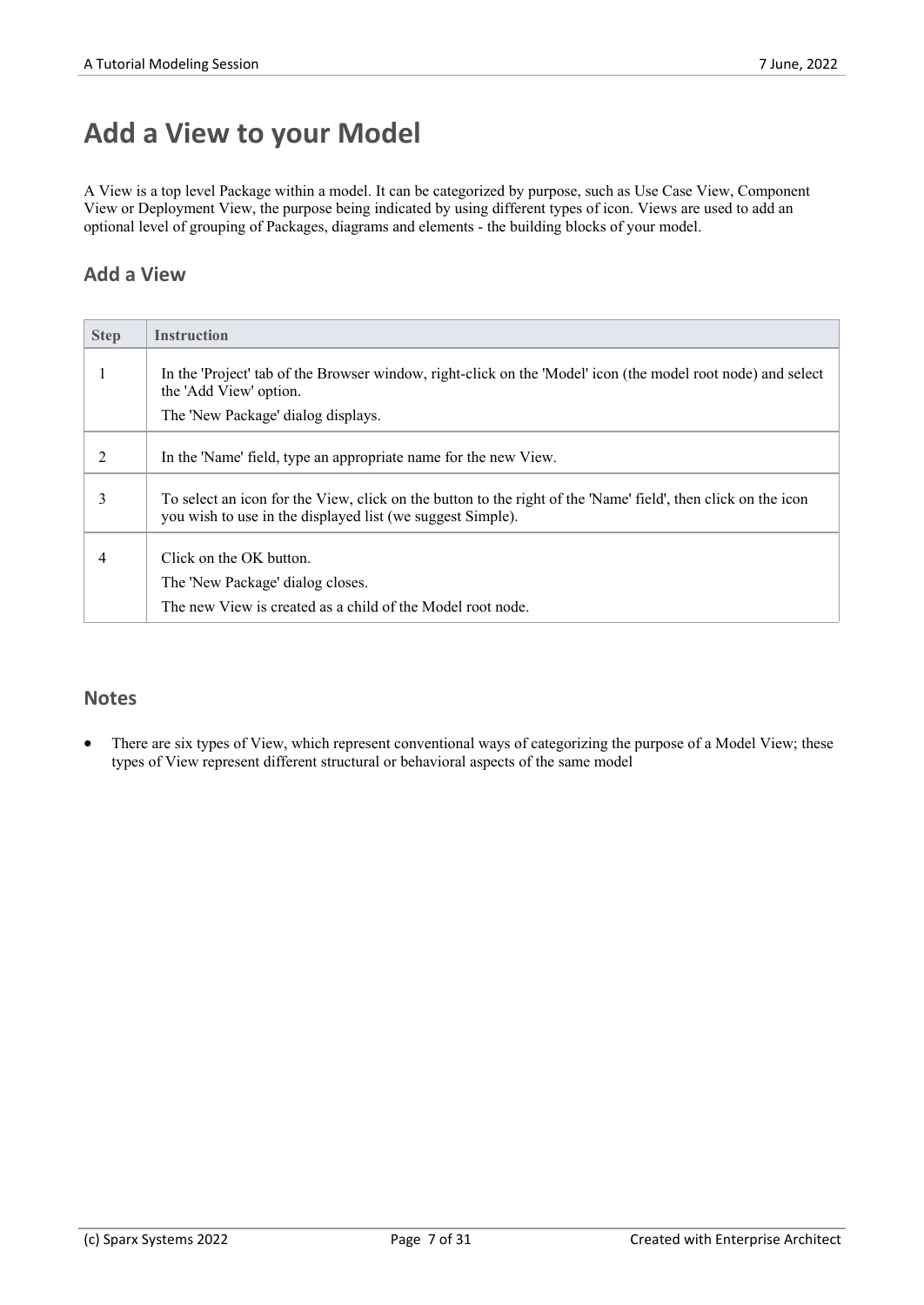# Add a View to your Model

A View is a top level Package within a model. It can be categorized by purpose, such as Use Case View, Component View or Deployment View, the purpose being indicated by using different types of icon. Views are used to add an optional level of grouping of Packages, diagrams and elements - the building blocks of your model.

## Add a View

| Step | Instruction |
| --- | --- |
| 1 | In the 'Project' tab of the Browser window, right-click on the 'Model' icon (the model root node) and select the 'Add View' option.<br>The 'New Package' dialog displays. |
| 2 | In the 'Name' field, type an appropriate name for the new View. |
| 3 | To select an icon for the View, click on the button to the right of the 'Name' field', then click on the icon you wish to use in the displayed list (we suggest Simple). |
| 4 | Click on the OK button.<br>The 'New Package' dialog closes.<br>The new View is created as a child of the Model root node. |

## Notes

- There are six types of View, which represent conventional ways of categorizing the purpose of a Model View; these types of View represent different structural or behavioral aspects of the same model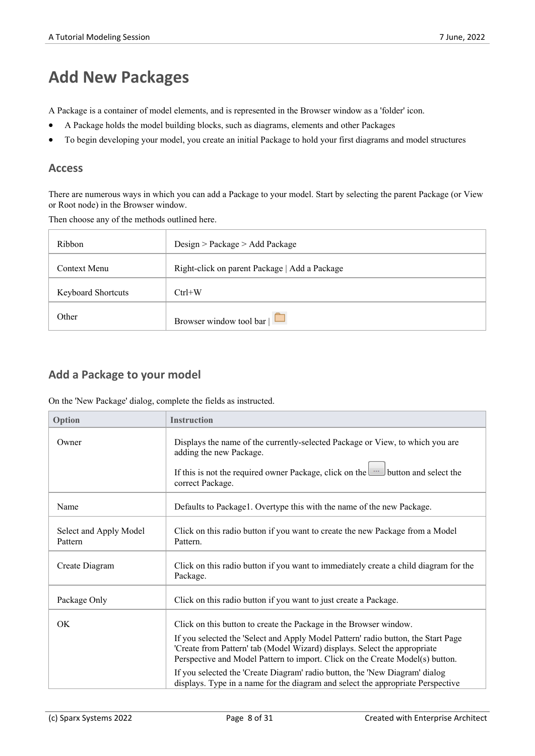# Add New Packages

A Package is a container of model elements, and is represented in the Browser window as a 'folder' icon.

- A Package holds the model building blocks, such as diagrams, elements and other Packages
- To begin developing your model, you create an initial Package to hold your first diagrams and model structures

## Access

There are numerous ways in which you can add a Package to your model. Start by selecting the parent Package (or View or Root node) in the Browser window.

Then choose any of the methods outlined here.

| | |
|---|---|
| Ribbon | Design > Package > Add Package |
| Context Menu | Right-click on parent Package \| Add a Package |
| Keyboard Shortcuts | Ctrl+W |
| Other | Browser window tool bar \| |

## Add a Package to your model

On the 'New Package' dialog, complete the fields as instructed.

| Option | Instruction |
|---|---|
| Owner | Displays the name of the currently-selected Package or View, to which you are adding the new Package.<br><br>If this is not the required owner Package, click on the ... button and select the correct Package. |
| Name | Defaults to Package1. Overtype this with the name of the new Package. |
| Select and Apply Model Pattern | Click on this radio button if you want to create the new Package from a Model Pattern. |
| Create Diagram | Click on this radio button if you want to immediately create a child diagram for the Package. |
| Package Only | Click on this radio button if you want to just create a Package. |
| OK | Click on this button to create the Package in the Browser window.<br><br>If you selected the 'Select and Apply Model Pattern' radio button, the Start Page 'Create from Pattern' tab (Model Wizard) displays. Select the appropriate Perspective and Model Pattern to import. Click on the Create Model(s) button.<br><br>If you selected the 'Create Diagram' radio button, the 'New Diagram' dialog displays. Type in a name for the diagram and select the appropriate Perspective |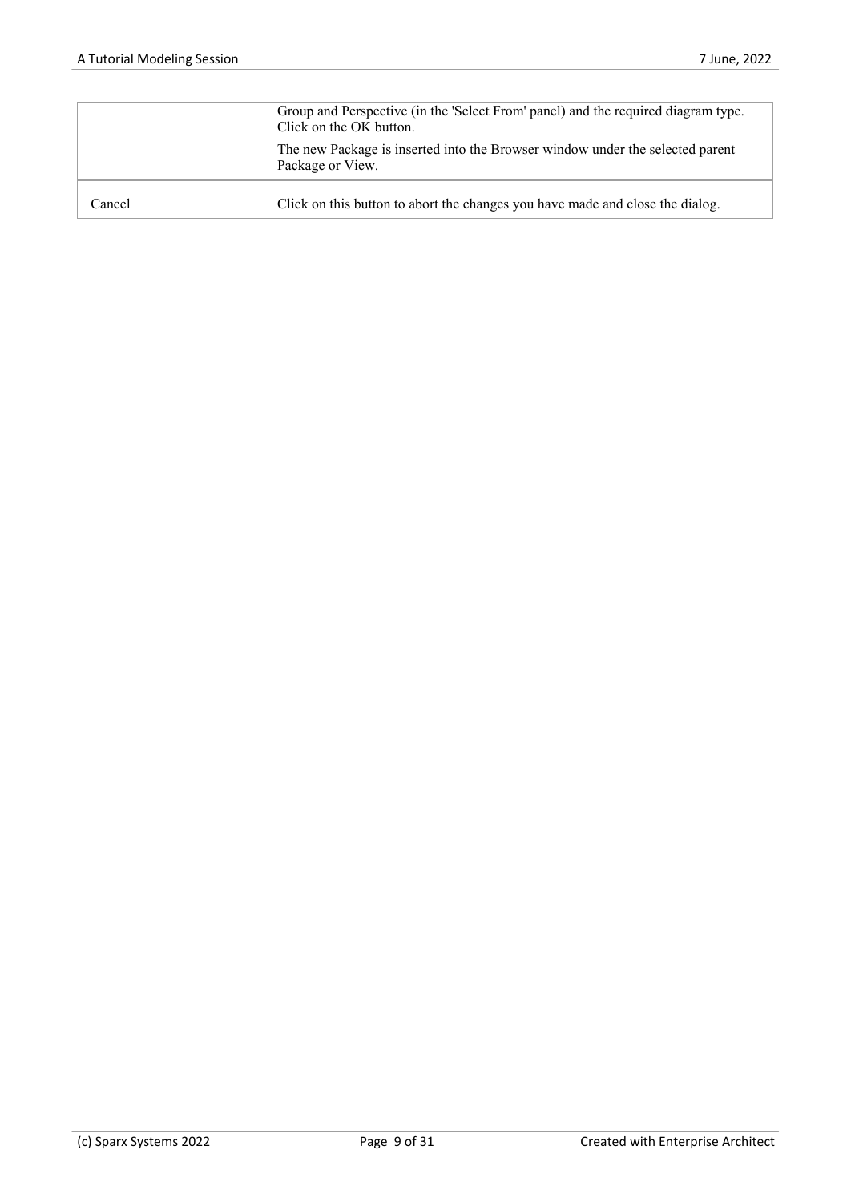| | |
|---|---|
| | Group and Perspective (in the 'Select From' panel) and the required diagram type. Click on the OK button.<br><br>The new Package is inserted into the Browser window under the selected parent Package or View. |
| Cancel | Click on this button to abort the changes you have made and close the dialog. |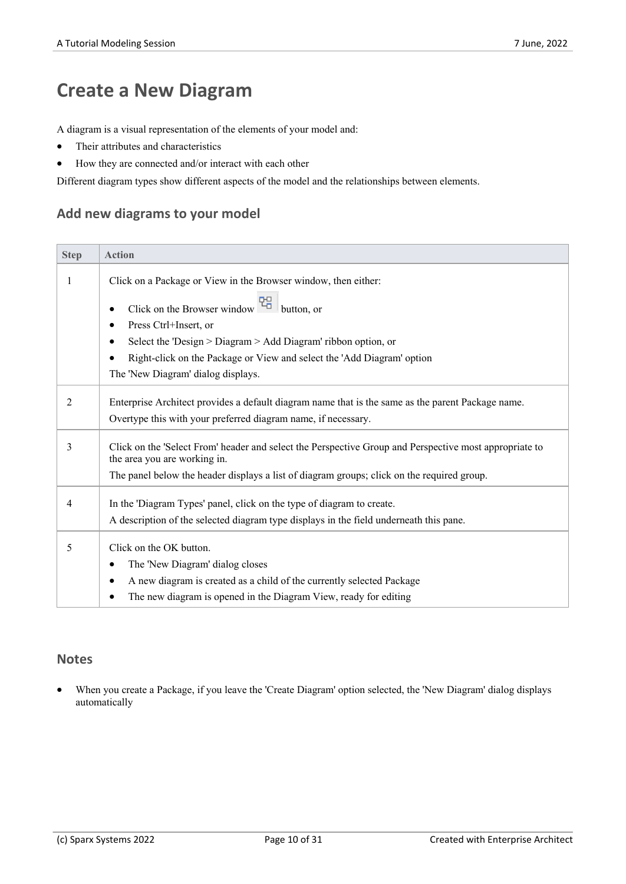# Create a New Diagram

A diagram is a visual representation of the elements of your model and:

- Their attributes and characteristics
- How they are connected and/or interact with each other

Different diagram types show different aspects of the model and the relationships between elements.

## Add new diagrams to your model

| Step | Action |
|---|---|
| 1 | Click on a Package or View in the Browser window, then either:<br>• Click on the Browser window button, or<br>• Press Ctrl+Insert, or<br>• Select the 'Design > Diagram > Add Diagram' ribbon option, or<br>• Right-click on the Package or View and select the 'Add Diagram' option<br>The 'New Diagram' dialog displays. |
| 2 | Enterprise Architect provides a default diagram name that is the same as the parent Package name.<br>Overtype this with your preferred diagram name, if necessary. |
| 3 | Click on the 'Select From' header and select the Perspective Group and Perspective most appropriate to the area you are working in.<br>The panel below the header displays a list of diagram groups; click on the required group. |
| 4 | In the 'Diagram Types' panel, click on the type of diagram to create.<br>A description of the selected diagram type displays in the field underneath this pane. |
| 5 | Click on the OK button.<br>• The 'New Diagram' dialog closes<br>• A new diagram is created as a child of the currently selected Package<br>• The new diagram is opened in the Diagram View, ready for editing |

## Notes

- When you create a Package, if you leave the 'Create Diagram' option selected, the 'New Diagram' dialog displays automatically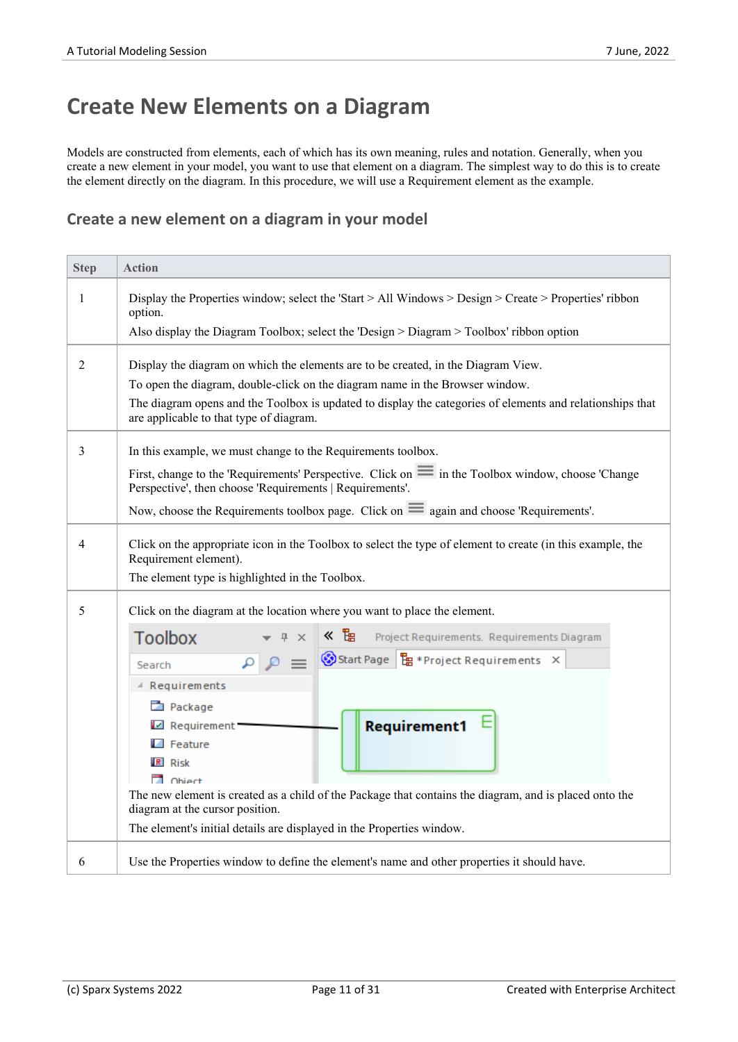# Create New Elements on a Diagram

Models are constructed from elements, each of which has its own meaning, rules and notation. Generally, when you create a new element in your model, you want to use that element on a diagram. The simplest way to do this is to create the element directly on the diagram. In this procedure, we will use a Requirement element as the example.

## Create a new element on a diagram in your model

| Step | Action |
|---|---|
| 1 | Display the Properties window; select the 'Start > All Windows > Design > Create > Properties' ribbon option.<br>Also display the Diagram Toolbox; select the 'Design > Diagram > Toolbox' ribbon option |
| 2 | Display the diagram on which the elements are to be created, in the Diagram View.<br>To open the diagram, double-click on the diagram name in the Browser window.<br>The diagram opens and the Toolbox is updated to display the categories of elements and relationships that are applicable to that type of diagram. |
| 3 | In this example, we must change to the Requirements toolbox.<br>First, change to the 'Requirements' Perspective. Click on ☰ in the Toolbox window, choose 'Change Perspective', then choose 'Requirements \| Requirements'.<br>Now, choose the Requirements toolbox page. Click on ☰ again and choose 'Requirements'. |
| 4 | Click on the appropriate icon in the Toolbox to select the type of element to create (in this example, the Requirement element).<br>The element type is highlighted in the Toolbox. |
| 5 | Click on the diagram at the location where you want to place the element.<br>The new element is created as a child of the Package that contains the diagram, and is placed onto the diagram at the cursor position.<br>The element's initial details are displayed in the Properties window. |
| 6 | Use the Properties window to define the element's name and other properties it should have. |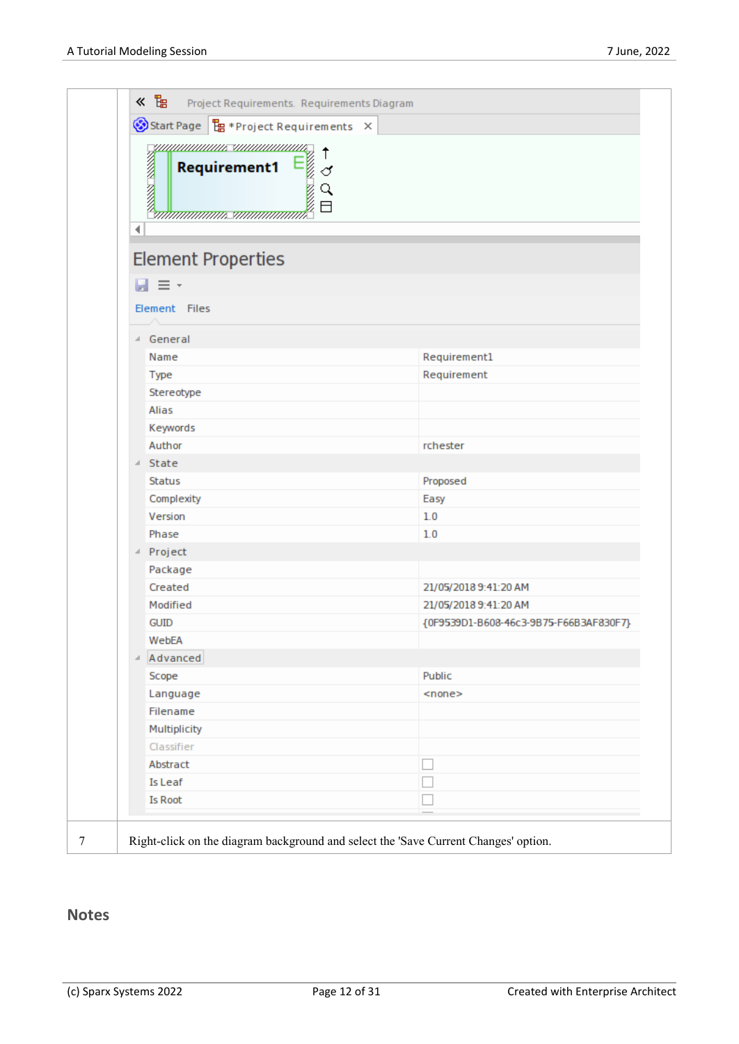Project Requirements. Requirements Diagram

Start Page | *Project Requirements

Requirement1

## Element Properties

Element | Files

| Property | Value |
|---|---|
| **General** | |
| Name | Requirement1 |
| Type | Requirement |
| Stereotype | |
| Alias | |
| Keywords | |
| Author | rchester |
| **State** | |
| Status | Proposed |
| Complexity | Easy |
| Version | 1.0 |
| Phase | 1.0 |
| **Project** | |
| Package | |
| Created | 21/05/2018 9:41:20 AM |
| Modified | 21/05/2018 9:41:20 AM |
| GUID | {0F9539D1-B608-46c3-9B75-F66B3AF830F7} |
| WebEA | |
| **Advanced** | |
| Scope | Public |
| Language | <none> |
| Filename | |
| Multiplicity | |
| Classifier | |
| Abstract | ☐ |
| Is Leaf | ☐ |
| Is Root | ☐ |

| | |
|---|---|
| 7 | Right-click on the diagram background and select the 'Save Current Changes' option. |

## Notes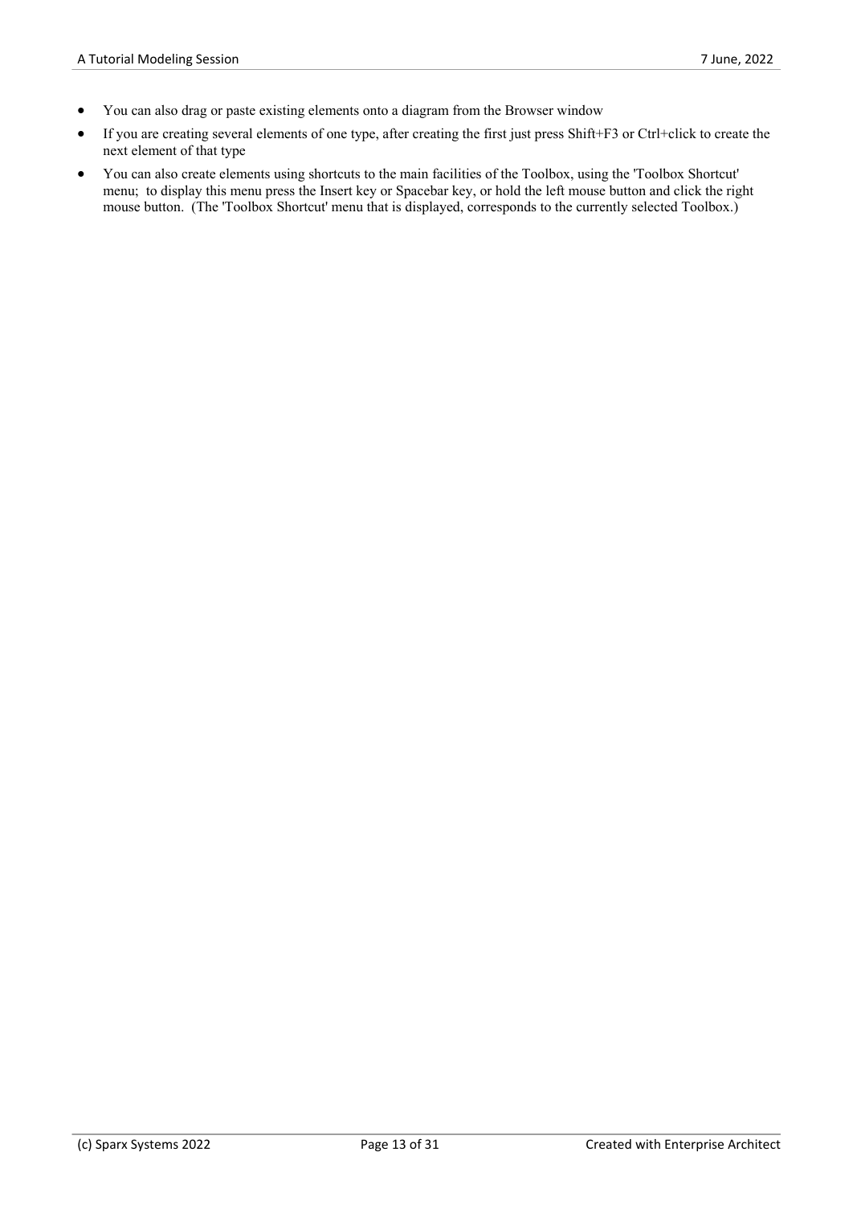- You can also drag or paste existing elements onto a diagram from the Browser window
- If you are creating several elements of one type, after creating the first just press Shift+F3 or Ctrl+click to create the next element of that type
- You can also create elements using shortcuts to the main facilities of the Toolbox, using the 'Toolbox Shortcut' menu;  to display this menu press the Insert key or Spacebar key, or hold the left mouse button and click the right mouse button.  (The 'Toolbox Shortcut' menu that is displayed, corresponds to the currently selected Toolbox.)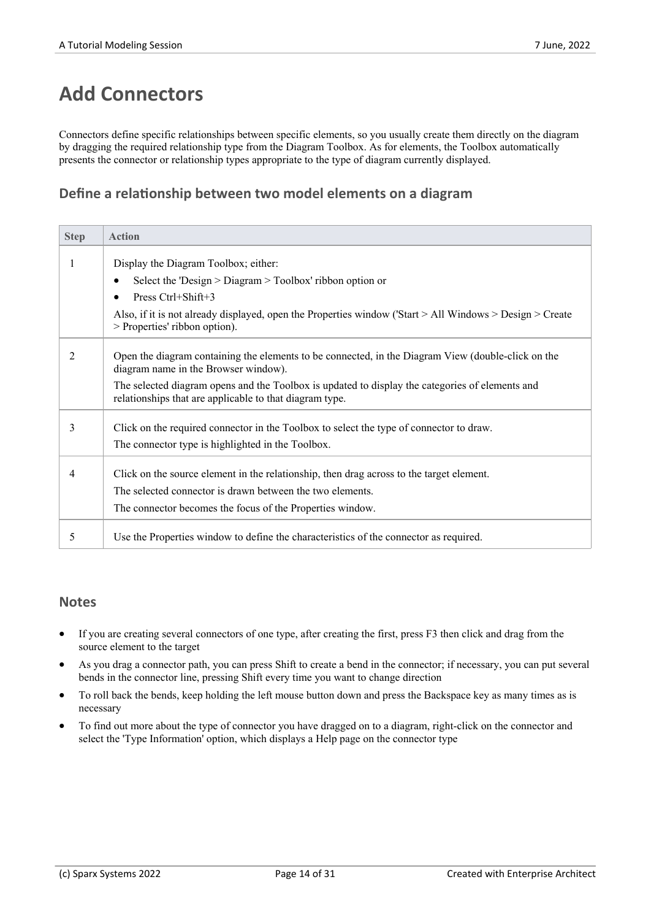# Add Connectors

Connectors define specific relationships between specific elements, so you usually create them directly on the diagram by dragging the required relationship type from the Diagram Toolbox. As for elements, the Toolbox automatically presents the connector or relationship types appropriate to the type of diagram currently displayed.

## Define a relationship between two model elements on a diagram

| Step | Action |
|---|---|
| 1 | Display the Diagram Toolbox; either:<br>• Select the 'Design > Diagram > Toolbox' ribbon option or<br>• Press Ctrl+Shift+3<br>Also, if it is not already displayed, open the Properties window ('Start > All Windows > Design > Create > Properties' ribbon option). |
| 2 | Open the diagram containing the elements to be connected, in the Diagram View (double-click on the diagram name in the Browser window).<br>The selected diagram opens and the Toolbox is updated to display the categories of elements and relationships that are applicable to that diagram type. |
| 3 | Click on the required connector in the Toolbox to select the type of connector to draw.<br>The connector type is highlighted in the Toolbox. |
| 4 | Click on the source element in the relationship, then drag across to the target element.<br>The selected connector is drawn between the two elements.<br>The connector becomes the focus of the Properties window. |
| 5 | Use the Properties window to define the characteristics of the connector as required. |

## Notes

- If you are creating several connectors of one type, after creating the first, press F3 then click and drag from the source element to the target
- As you drag a connector path, you can press Shift to create a bend in the connector; if necessary, you can put several bends in the connector line, pressing Shift every time you want to change direction
- To roll back the bends, keep holding the left mouse button down and press the Backspace key as many times as is necessary
- To find out more about the type of connector you have dragged on to a diagram, right-click on the connector and select the 'Type Information' option, which displays a Help page on the connector type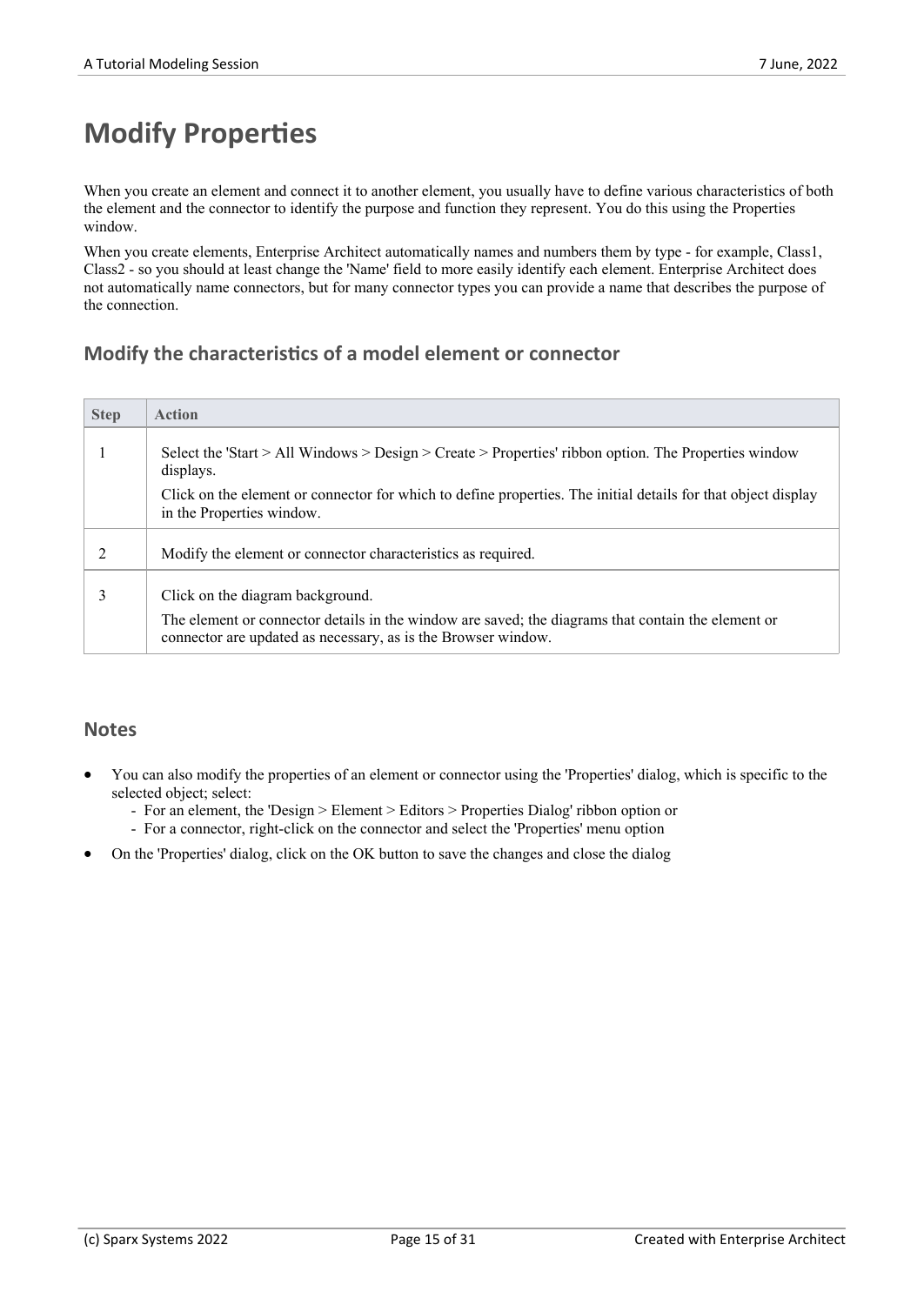# Modify Properties

When you create an element and connect it to another element, you usually have to define various characteristics of both the element and the connector to identify the purpose and function they represent. You do this using the Properties window.

When you create elements, Enterprise Architect automatically names and numbers them by type - for example, Class1, Class2 - so you should at least change the 'Name' field to more easily identify each element. Enterprise Architect does not automatically name connectors, but for many connector types you can provide a name that describes the purpose of the connection.

## Modify the characteristics of a model element or connector

| Step | Action |
|---|---|
| 1 | Select the 'Start > All Windows > Design > Create > Properties' ribbon option. The Properties window displays.<br><br>Click on the element or connector for which to define properties. The initial details for that object display in the Properties window. |
| 2 | Modify the element or connector characteristics as required. |
| 3 | Click on the diagram background.<br><br>The element or connector details in the window are saved; the diagrams that contain the element or connector are updated as necessary, as is the Browser window. |

## Notes

- You can also modify the properties of an element or connector using the 'Properties' dialog, which is specific to the selected object; select:
  - For an element, the 'Design > Element > Editors > Properties Dialog' ribbon option or
  - For a connector, right-click on the connector and select the 'Properties' menu option
- On the 'Properties' dialog, click on the OK button to save the changes and close the dialog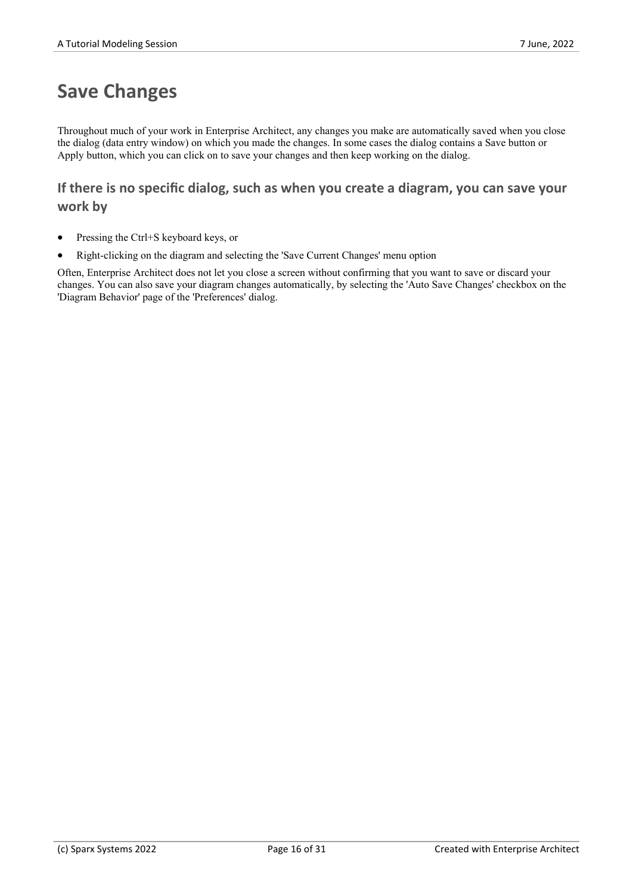# Save Changes

Throughout much of your work in Enterprise Architect, any changes you make are automatically saved when you close the dialog (data entry window) on which you made the changes. In some cases the dialog contains a Save button or Apply button, which you can click on to save your changes and then keep working on the dialog.

## If there is no specific dialog, such as when you create a diagram, you can save your work by

- Pressing the Ctrl+S keyboard keys, or
- Right-clicking on the diagram and selecting the 'Save Current Changes' menu option

Often, Enterprise Architect does not let you close a screen without confirming that you want to save or discard your changes. You can also save your diagram changes automatically, by selecting the 'Auto Save Changes' checkbox on the 'Diagram Behavior' page of the 'Preferences' dialog.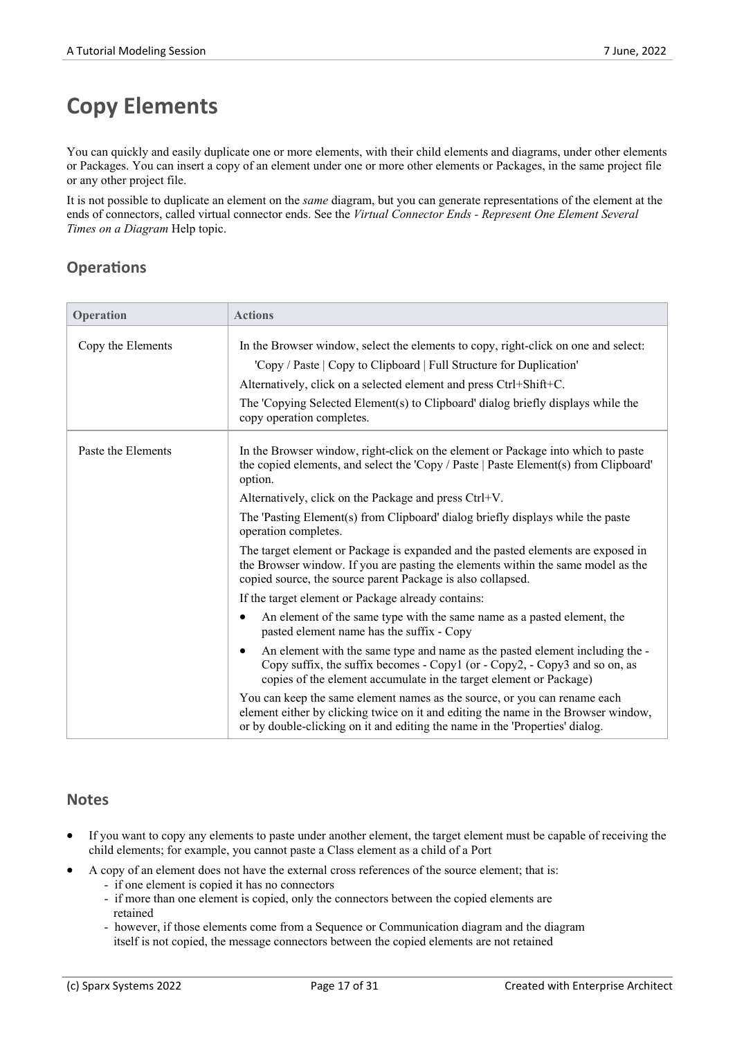# Copy Elements

You can quickly and easily duplicate one or more elements, with their child elements and diagrams, under other elements or Packages. You can insert a copy of an element under one or more other elements or Packages, in the same project file or any other project file.

It is not possible to duplicate an element on the *same* diagram, but you can generate representations of the element at the ends of connectors, called virtual connector ends. See the *Virtual Connector Ends - Represent One Element Several Times on a Diagram* Help topic.

## Operations

| Operation | Actions |
|---|---|
| Copy the Elements | In the Browser window, select the elements to copy, right-click on one and select:<br>'Copy / Paste \| Copy to Clipboard \| Full Structure for Duplication'<br>Alternatively, click on a selected element and press Ctrl+Shift+C.<br>The 'Copying Selected Element(s) to Clipboard' dialog briefly displays while the copy operation completes. |
| Paste the Elements | In the Browser window, right-click on the element or Package into which to paste the copied elements, and select the 'Copy / Paste \| Paste Element(s) from Clipboard' option.<br>Alternatively, click on the Package and press Ctrl+V.<br>The 'Pasting Element(s) from Clipboard' dialog briefly displays while the paste operation completes.<br>The target element or Package is expanded and the pasted elements are exposed in the Browser window. If you are pasting the elements within the same model as the copied source, the source parent Package is also collapsed.<br>If the target element or Package already contains:<br>• An element of the same type with the same name as a pasted element, the pasted element name has the suffix - Copy<br>• An element with the same type and name as the pasted element including the - Copy suffix, the suffix becomes - Copy1 (or - Copy2, - Copy3 and so on, as copies of the element accumulate in the target element or Package)<br>You can keep the same element names as the source, or you can rename each element either by clicking twice on it and editing the name in the Browser window, or by double-clicking on it and editing the name in the 'Properties' dialog. |

## Notes

- If you want to copy any elements to paste under another element, the target element must be capable of receiving the child elements; for example, you cannot paste a Class element as a child of a Port
- A copy of an element does not have the external cross references of the source element; that is:
  - if one element is copied it has no connectors
  - if more than one element is copied, only the connectors between the copied elements are retained
  - however, if those elements come from a Sequence or Communication diagram and the diagram itself is not copied, the message connectors between the copied elements are not retained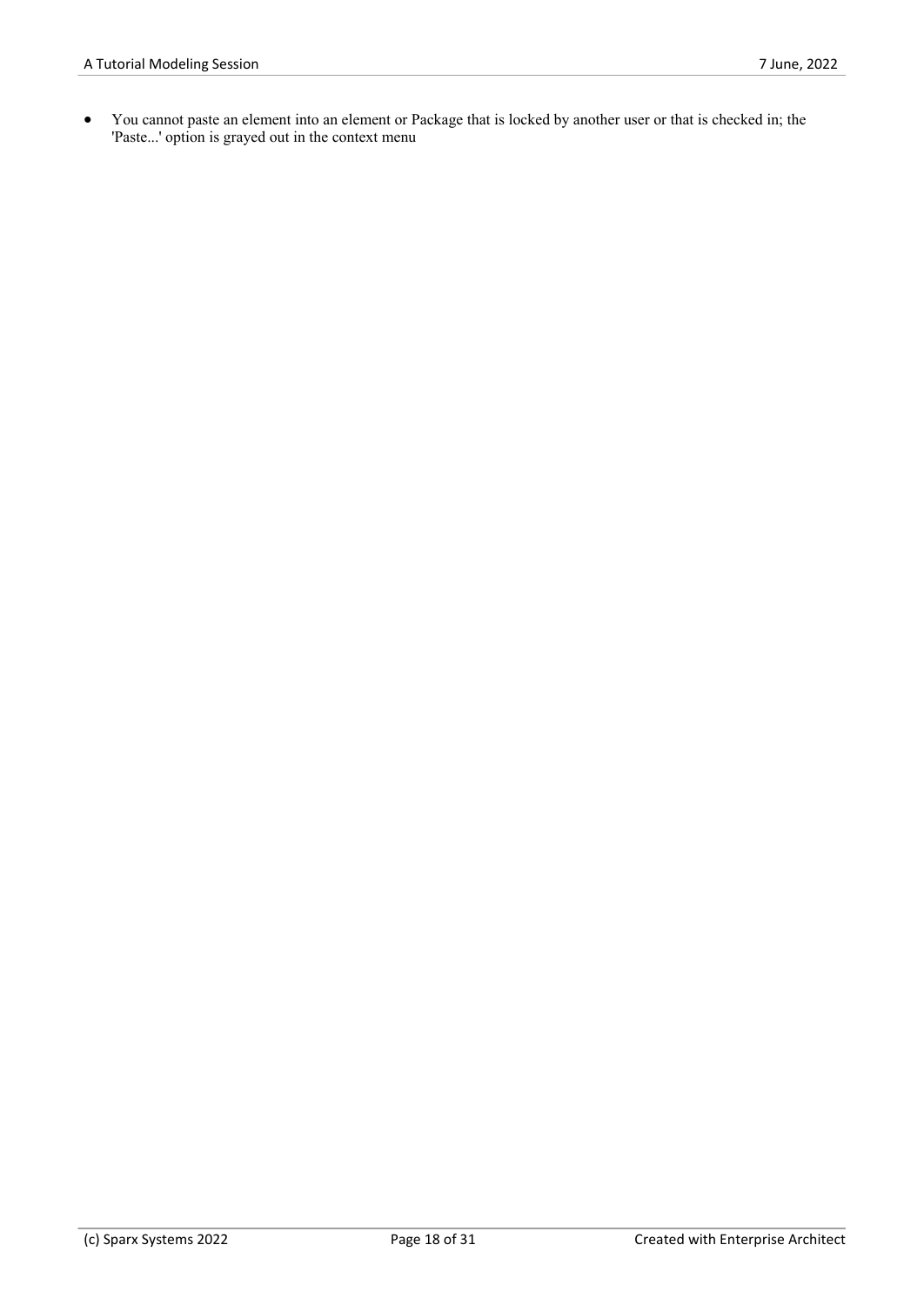- You cannot paste an element into an element or Package that is locked by another user or that is checked in; the 'Paste...' option is grayed out in the context menu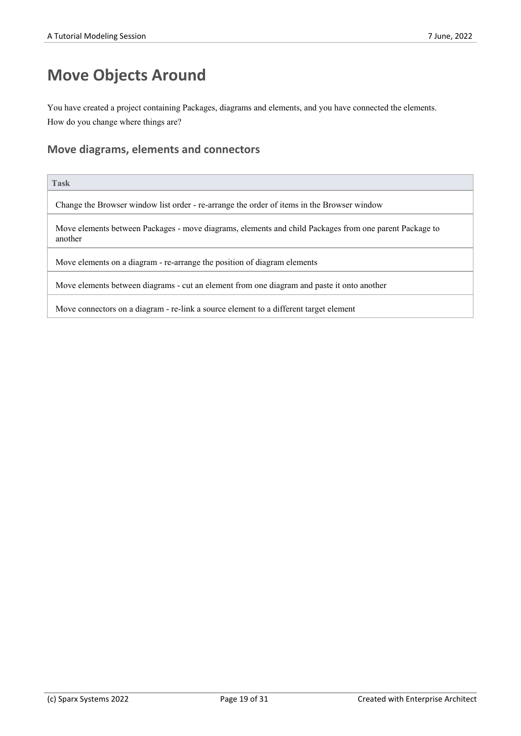# Move Objects Around

You have created a project containing Packages, diagrams and elements, and you have connected the elements.
How do you change where things are?

## Move diagrams, elements and connectors

| Task |
| --- |
| Change the Browser window list order - re-arrange the order of items in the Browser window |
| Move elements between Packages - move diagrams, elements and child Packages from one parent Package to another |
| Move elements on a diagram - re-arrange the position of diagram elements |
| Move elements between diagrams - cut an element from one diagram and paste it onto another |
| Move connectors on a diagram - re-link a source element to a different target element |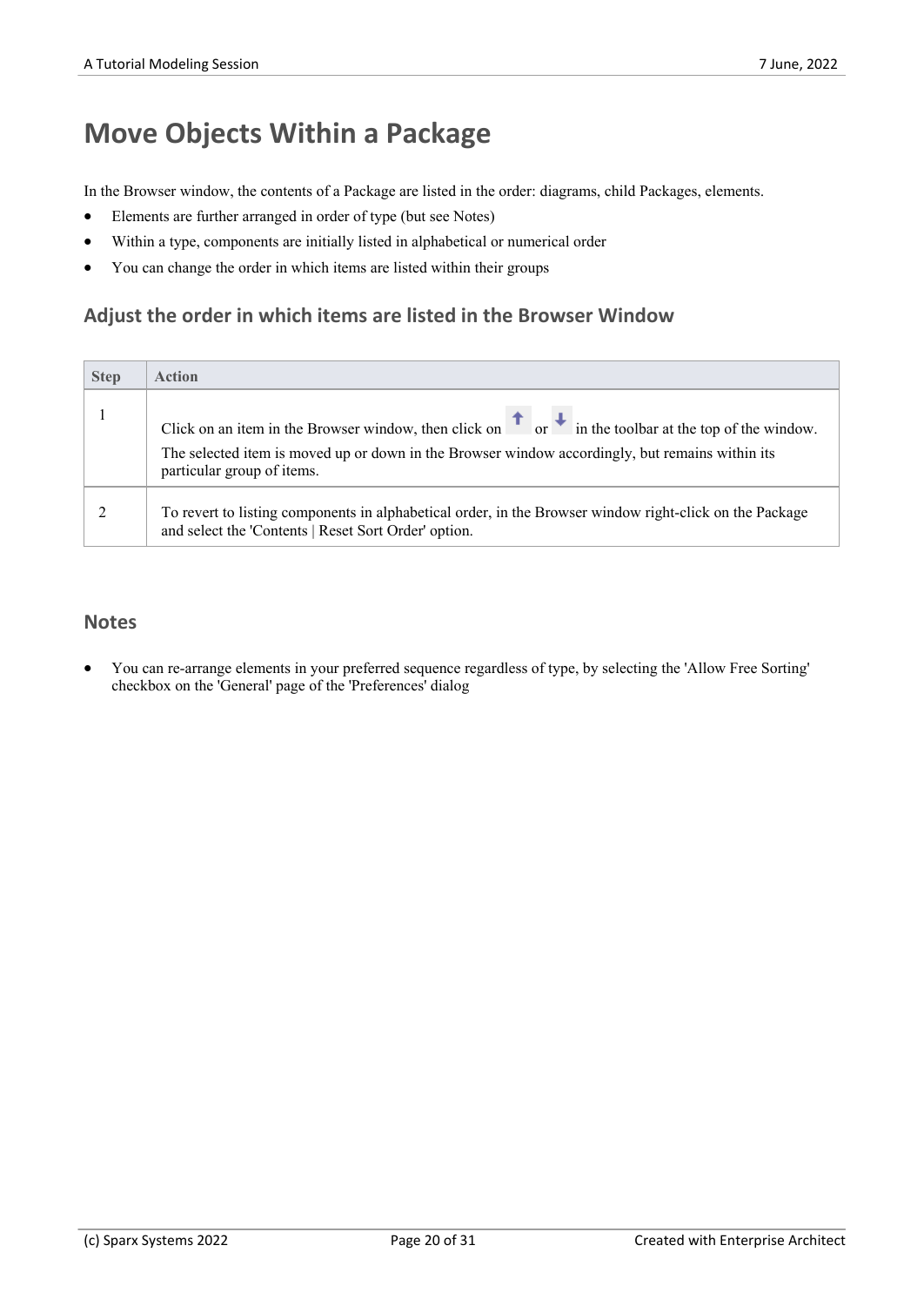# Move Objects Within a Package

In the Browser window, the contents of a Package are listed in the order: diagrams, child Packages, elements.

- Elements are further arranged in order of type (but see Notes)
- Within a type, components are initially listed in alphabetical or numerical order
- You can change the order in which items are listed within their groups

## Adjust the order in which items are listed in the Browser Window

| Step | Action |
|---|---|
| 1 | Click on an item in the Browser window, then click on ↑ or ↓ in the toolbar at the top of the window.<br>The selected item is moved up or down in the Browser window accordingly, but remains within its particular group of items. |
| 2 | To revert to listing components in alphabetical order, in the Browser window right-click on the Package and select the 'Contents \| Reset Sort Order' option. |

## Notes

- You can re-arrange elements in your preferred sequence regardless of type, by selecting the 'Allow Free Sorting' checkbox on the 'General' page of the 'Preferences' dialog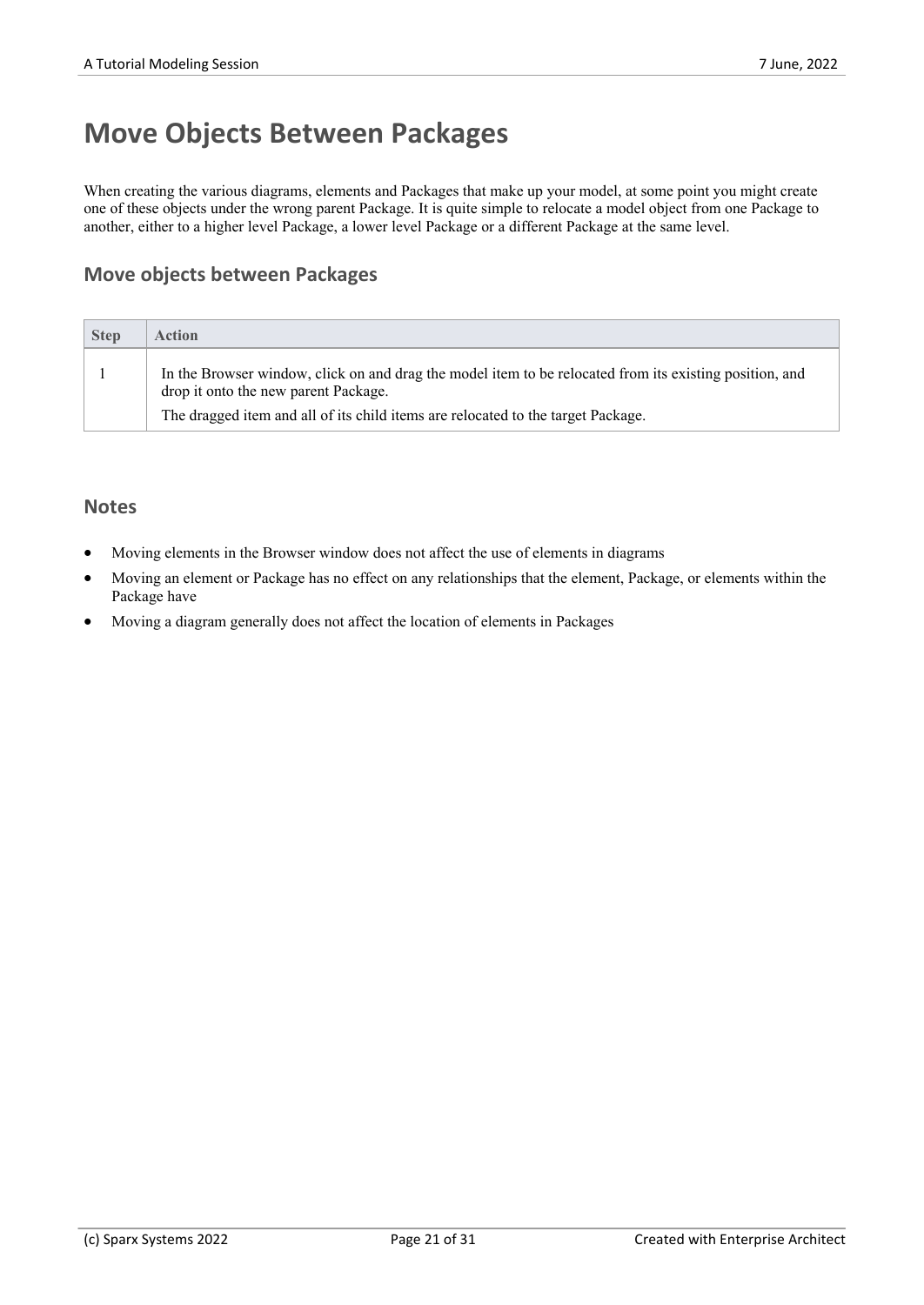# Move Objects Between Packages

When creating the various diagrams, elements and Packages that make up your model, at some point you might create one of these objects under the wrong parent Package. It is quite simple to relocate a model object from one Package to another, either to a higher level Package, a lower level Package or a different Package at the same level.

## Move objects between Packages

| Step | Action |
|---|---|
| 1 | In the Browser window, click on and drag the model item to be relocated from its existing position, and drop it onto the new parent Package.<br><br>The dragged item and all of its child items are relocated to the target Package. |

## Notes

- Moving elements in the Browser window does not affect the use of elements in diagrams
- Moving an element or Package has no effect on any relationships that the element, Package, or elements within the Package have
- Moving a diagram generally does not affect the location of elements in Packages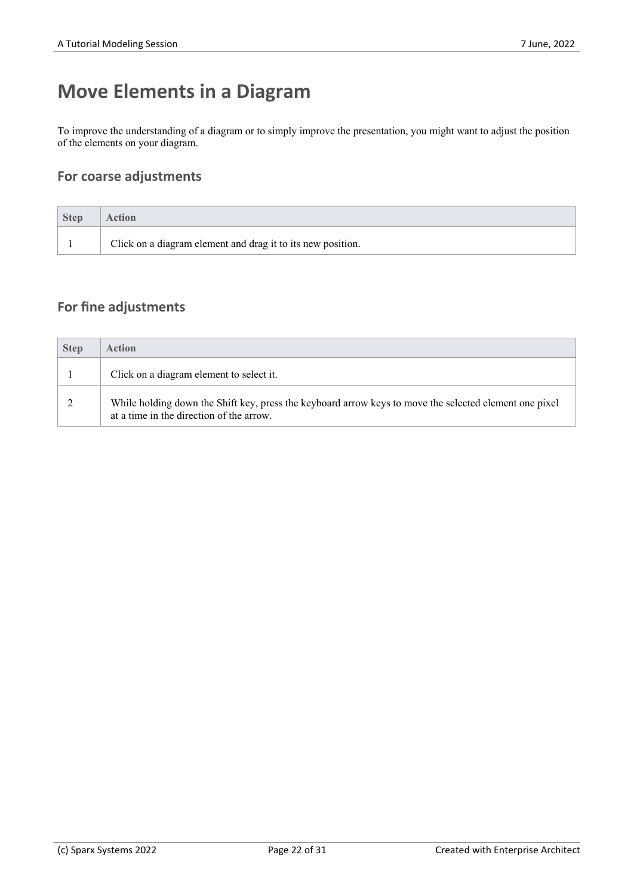# Move Elements in a Diagram

To improve the understanding of a diagram or to simply improve the presentation, you might want to adjust the position of the elements on your diagram.

## For coarse adjustments

| Step | Action |
| --- | --- |
| 1 | Click on a diagram element and drag it to its new position. |

## For fine adjustments

| Step | Action |
| --- | --- |
| 1 | Click on a diagram element to select it. |
| 2 | While holding down the Shift key, press the keyboard arrow keys to move the selected element one pixel at a time in the direction of the arrow. |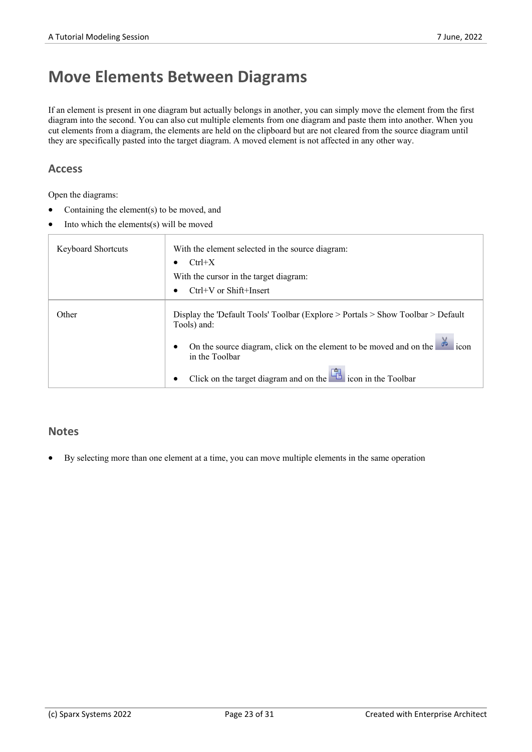# Move Elements Between Diagrams

If an element is present in one diagram but actually belongs in another, you can simply move the element from the first diagram into the second. You can also cut multiple elements from one diagram and paste them into another. When you cut elements from a diagram, the elements are held on the clipboard but are not cleared from the source diagram until they are specifically pasted into the target diagram. A moved element is not affected in any other way.

## Access

Open the diagrams:

- Containing the element(s) to be moved, and
- Into which the elements(s) will be moved

| | |
|---|---|
| Keyboard Shortcuts | With the element selected in the source diagram:<br>• Ctrl+X<br>With the cursor in the target diagram:<br>• Ctrl+V or Shift+Insert |
| Other | Display the 'Default Tools' Toolbar (Explore > Portals > Show Toolbar > Default Tools) and:<br>• On the source diagram, click on the element to be moved and on the icon in the Toolbar<br>• Click on the target diagram and on the icon in the Toolbar |

## Notes

- By selecting more than one element at a time, you can move multiple elements in the same operation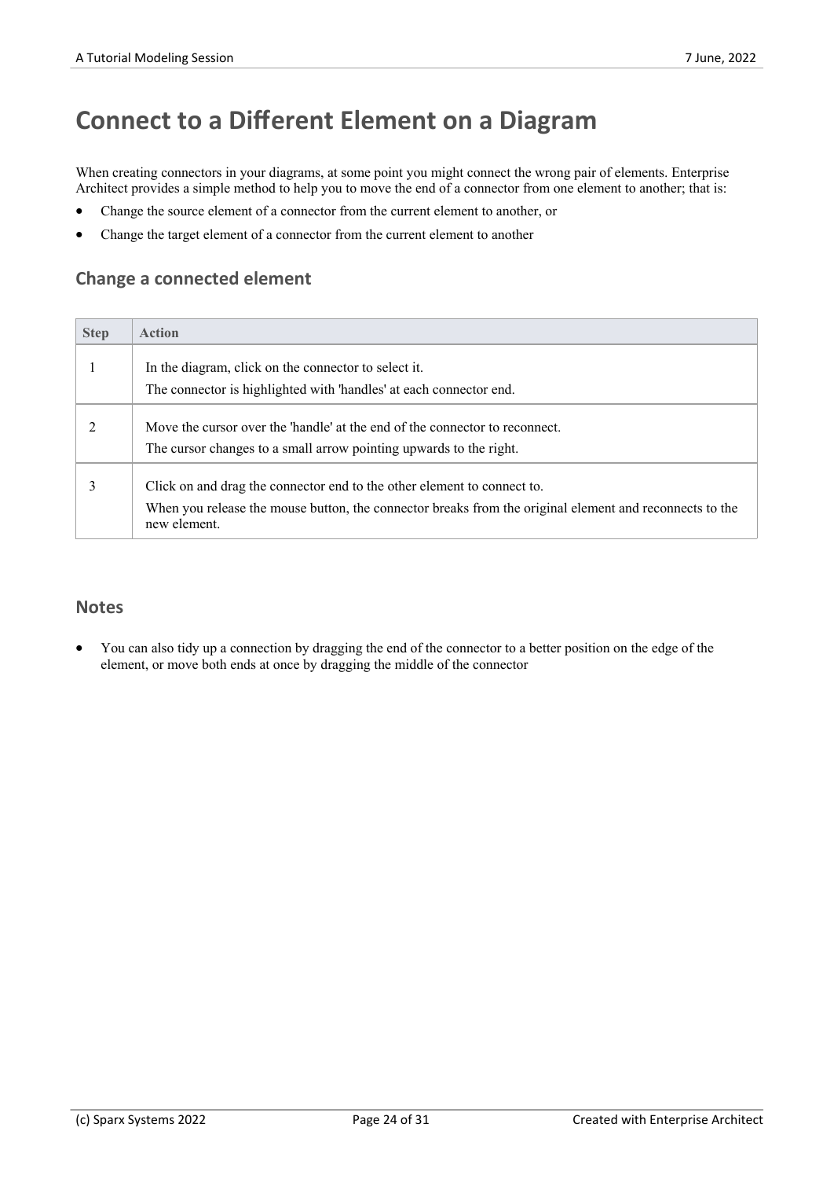# Connect to a Different Element on a Diagram

When creating connectors in your diagrams, at some point you might connect the wrong pair of elements. Enterprise Architect provides a simple method to help you to move the end of a connector from one element to another; that is:

- Change the source element of a connector from the current element to another, or
- Change the target element of a connector from the current element to another

## Change a connected element

| Step | Action |
|---|---|
| 1 | In the diagram, click on the connector to select it.<br>The connector is highlighted with 'handles' at each connector end. |
| 2 | Move the cursor over the 'handle' at the end of the connector to reconnect.<br>The cursor changes to a small arrow pointing upwards to the right. |
| 3 | Click on and drag the connector end to the other element to connect to.<br>When you release the mouse button, the connector breaks from the original element and reconnects to the new element. |

## Notes

- You can also tidy up a connection by dragging the end of the connector to a better position on the edge of the element, or move both ends at once by dragging the middle of the connector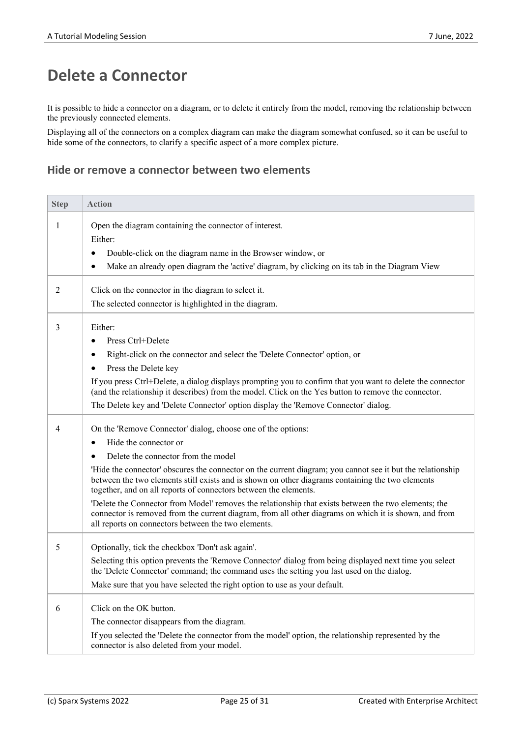# Delete a Connector

It is possible to hide a connector on a diagram, or to delete it entirely from the model, removing the relationship between the previously connected elements.

Displaying all of the connectors on a complex diagram can make the diagram somewhat confused, so it can be useful to hide some of the connectors, to clarify a specific aspect of a more complex picture.

## Hide or remove a connector between two elements

| Step | Action |
| --- | --- |
| 1 | Open the diagram containing the connector of interest.<br>Either:<br>• Double-click on the diagram name in the Browser window, or<br>• Make an already open diagram the 'active' diagram, by clicking on its tab in the Diagram View |
| 2 | Click on the connector in the diagram to select it.<br>The selected connector is highlighted in the diagram. |
| 3 | Either:<br>• Press Ctrl+Delete<br>• Right-click on the connector and select the 'Delete Connector' option, or<br>• Press the Delete key<br>If you press Ctrl+Delete, a dialog displays prompting you to confirm that you want to delete the connector (and the relationship it describes) from the model. Click on the Yes button to remove the connector.<br>The Delete key and 'Delete Connector' option display the 'Remove Connector' dialog. |
| 4 | On the 'Remove Connector' dialog, choose one of the options:<br>• Hide the connector or<br>• Delete the connector from the model<br>'Hide the connector' obscures the connector on the current diagram; you cannot see it but the relationship between the two elements still exists and is shown on other diagrams containing the two elements together, and on all reports of connectors between the elements.<br>'Delete the Connector from Model' removes the relationship that exists between the two elements; the connector is removed from the current diagram, from all other diagrams on which it is shown, and from all reports on connectors between the two elements. |
| 5 | Optionally, tick the checkbox 'Don't ask again'.<br>Selecting this option prevents the 'Remove Connector' dialog from being displayed next time you select the 'Delete Connector' command; the command uses the setting you last used on the dialog.<br>Make sure that you have selected the right option to use as your default. |
| 6 | Click on the OK button.<br>The connector disappears from the diagram.<br>If you selected the 'Delete the connector from the model' option, the relationship represented by the connector is also deleted from your model. |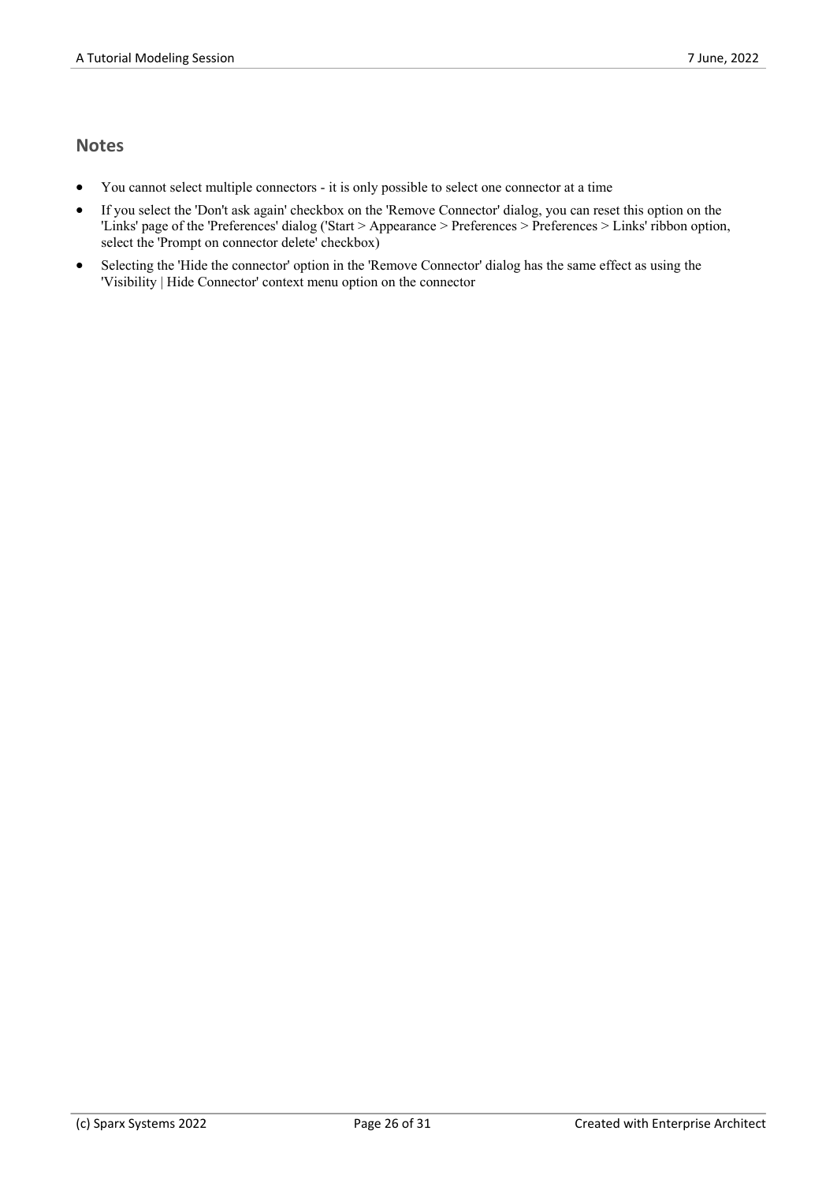## Notes

- You cannot select multiple connectors - it is only possible to select one connector at a time
- If you select the 'Don't ask again' checkbox on the 'Remove Connector' dialog, you can reset this option on the 'Links' page of the 'Preferences' dialog ('Start > Appearance > Preferences > Preferences > Links' ribbon option, select the 'Prompt on connector delete' checkbox)
- Selecting the 'Hide the connector' option in the 'Remove Connector' dialog has the same effect as using the 'Visibility | Hide Connector' context menu option on the connector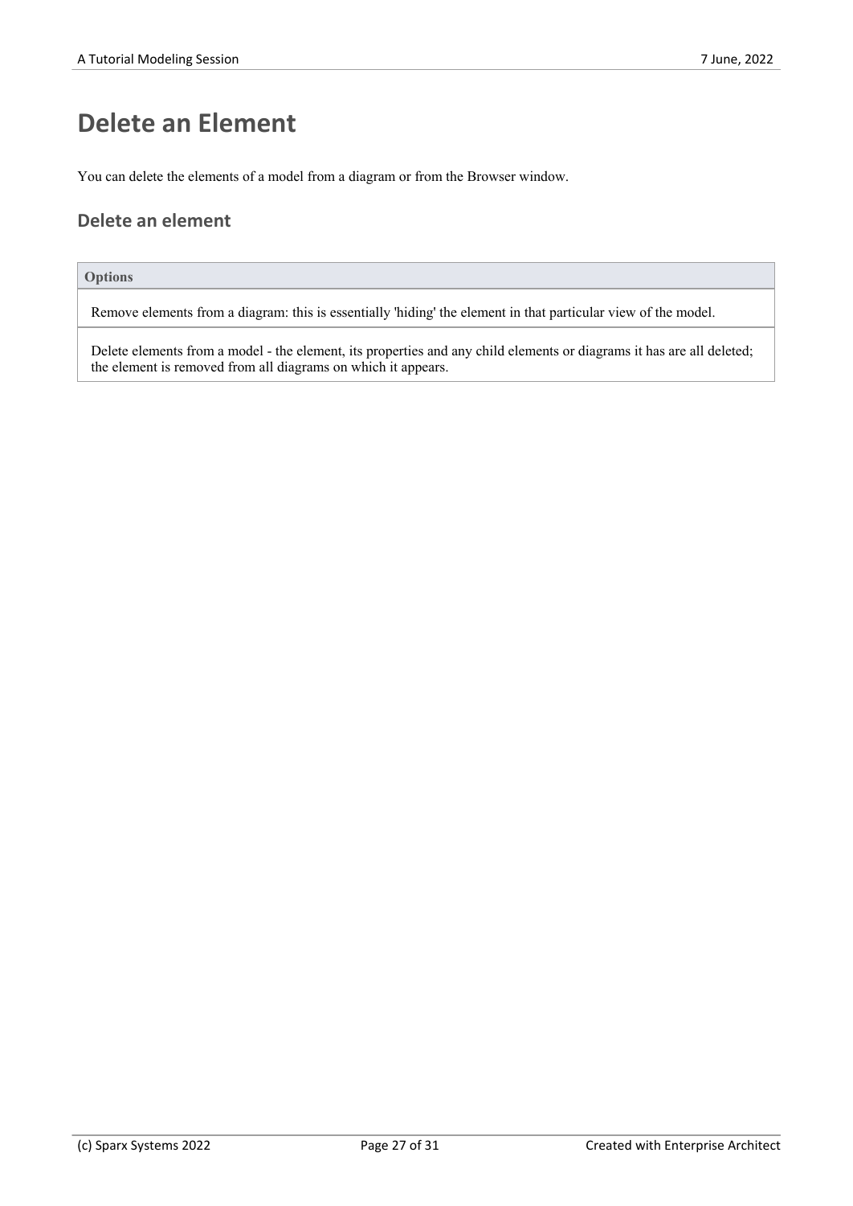# Delete an Element

You can delete the elements of a model from a diagram or from the Browser window.

## Delete an element

| Options |
| --- |
| Remove elements from a diagram: this is essentially 'hiding' the element in that particular view of the model. |
| Delete elements from a model - the element, its properties and any child elements or diagrams it has are all deleted; the element is removed from all diagrams on which it appears. |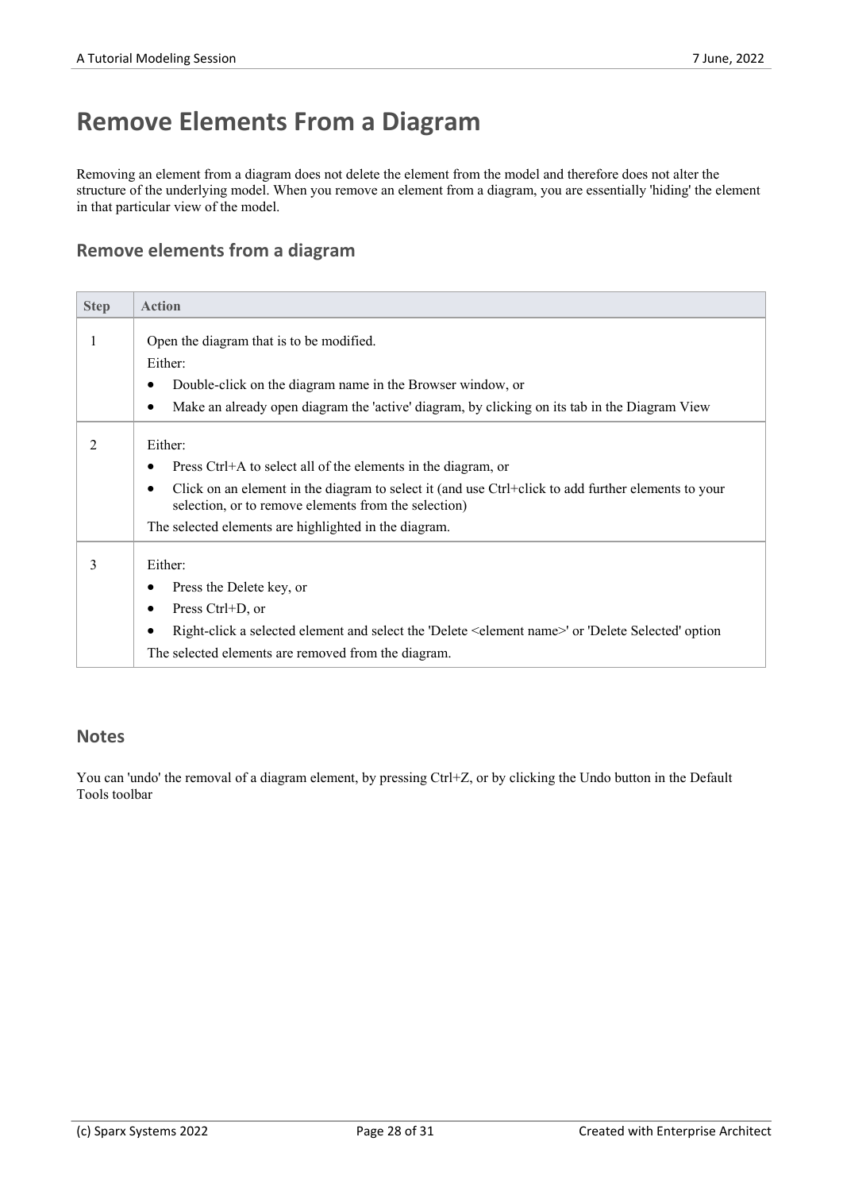# Remove Elements From a Diagram

Removing an element from a diagram does not delete the element from the model and therefore does not alter the structure of the underlying model. When you remove an element from a diagram, you are essentially 'hiding' the element in that particular view of the model.

## Remove elements from a diagram

| Step | Action |
|---|---|
| 1 | Open the diagram that is to be modified.<br>Either:<br>• Double-click on the diagram name in the Browser window, or<br>• Make an already open diagram the 'active' diagram, by clicking on its tab in the Diagram View |
| 2 | Either:<br>• Press Ctrl+A to select all of the elements in the diagram, or<br>• Click on an element in the diagram to select it (and use Ctrl+click to add further elements to your selection, or to remove elements from the selection)<br>The selected elements are highlighted in the diagram. |
| 3 | Either:<br>• Press the Delete key, or<br>• Press Ctrl+D, or<br>• Right-click a selected element and select the 'Delete <element name>' or 'Delete Selected' option<br>The selected elements are removed from the diagram. |

## Notes

You can 'undo' the removal of a diagram element, by pressing Ctrl+Z, or by clicking the Undo button in the Default Tools toolbar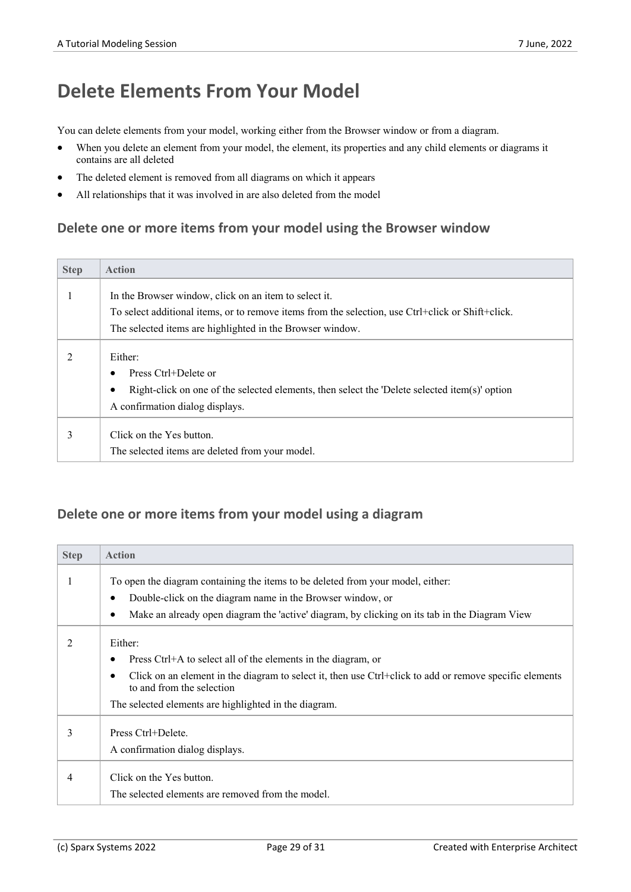# Delete Elements From Your Model

You can delete elements from your model, working either from the Browser window or from a diagram.

- When you delete an element from your model, the element, its properties and any child elements or diagrams it contains are all deleted
- The deleted element is removed from all diagrams on which it appears
- All relationships that it was involved in are also deleted from the model

## Delete one or more items from your model using the Browser window

| Step | Action |
|---|---|
| 1 | In the Browser window, click on an item to select it.<br>To select additional items, or to remove items from the selection, use Ctrl+click or Shift+click.<br>The selected items are highlighted in the Browser window. |
| 2 | Either:<br>• Press Ctrl+Delete or<br>• Right-click on one of the selected elements, then select the 'Delete selected item(s)' option<br>A confirmation dialog displays. |
| 3 | Click on the Yes button.<br>The selected items are deleted from your model. |

## Delete one or more items from your model using a diagram

| Step | Action |
|---|---|
| 1 | To open the diagram containing the items to be deleted from your model, either:<br>• Double-click on the diagram name in the Browser window, or<br>• Make an already open diagram the 'active' diagram, by clicking on its tab in the Diagram View |
| 2 | Either:<br>• Press Ctrl+A to select all of the elements in the diagram, or<br>• Click on an element in the diagram to select it, then use Ctrl+click to add or remove specific elements to and from the selection<br>The selected elements are highlighted in the diagram. |
| 3 | Press Ctrl+Delete.<br>A confirmation dialog displays. |
| 4 | Click on the Yes button.<br>The selected elements are removed from the model. |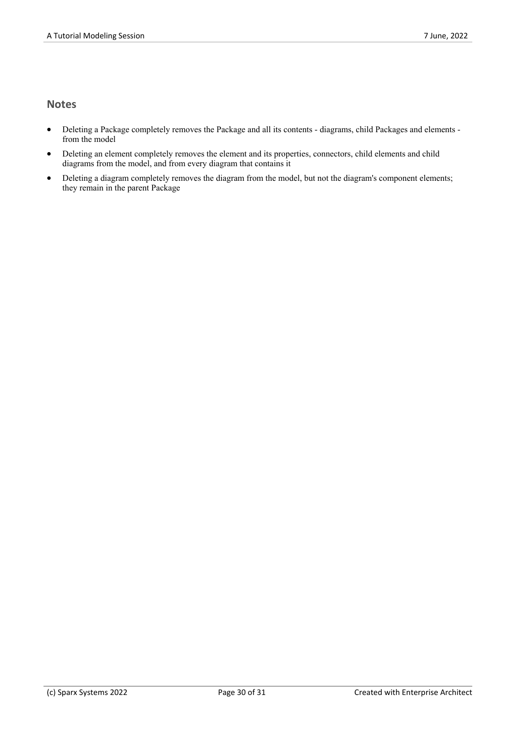## Notes

- Deleting a Package completely removes the Package and all its contents - diagrams, child Packages and elements - from the model
- Deleting an element completely removes the element and its properties, connectors, child elements and child diagrams from the model, and from every diagram that contains it
- Deleting a diagram completely removes the diagram from the model, but not the diagram's component elements; they remain in the parent Package